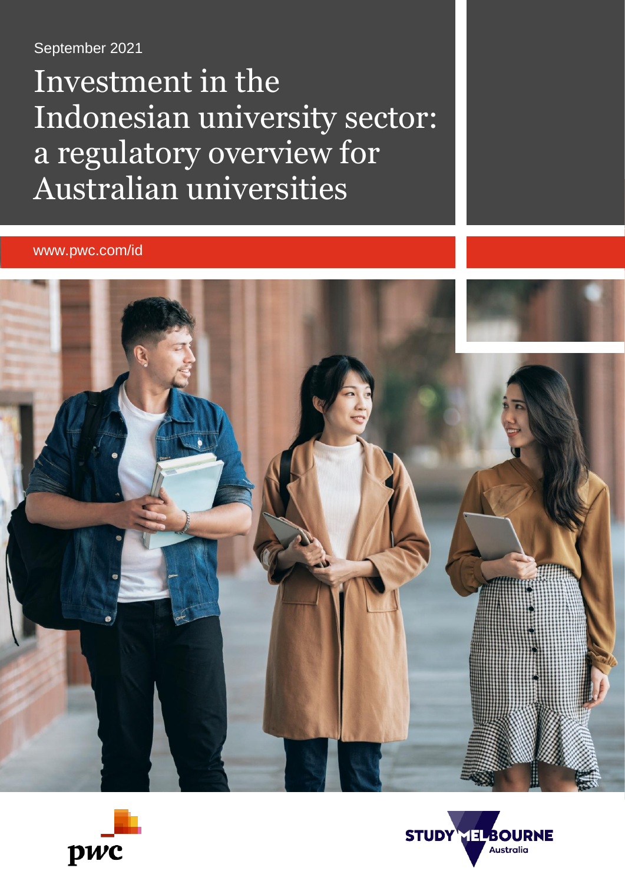September 2021

# Investment in the Indonesian university sector: a regulatory overview for Australian universities

www.pwc.com/id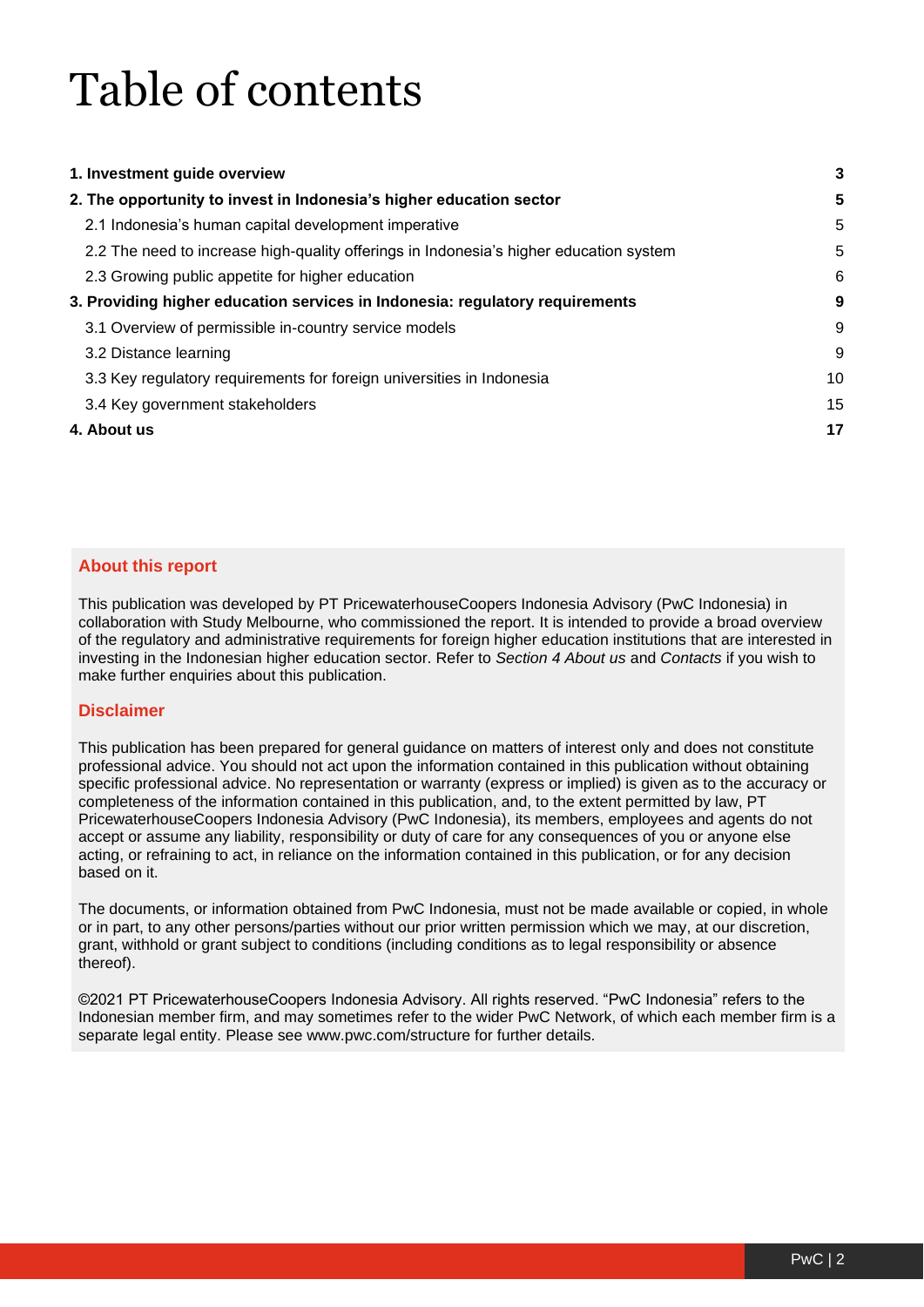# Table of contents

| | |
|---|---|
| **1. Investment guide overview** | **3** |
| **2. The opportunity to invest in Indonesia's higher education sector** | **5** |
| 2.1 Indonesia's human capital development imperative | 5 |
| 2.2 The need to increase high-quality offerings in Indonesia's higher education system | 5 |
| 2.3 Growing public appetite for higher education | 6 |
| **3. Providing higher education services in Indonesia: regulatory requirements** | **9** |
| 3.1 Overview of permissible in-country service models | 9 |
| 3.2 Distance learning | 9 |
| 3.3 Key regulatory requirements for foreign universities in Indonesia | 10 |
| 3.4 Key government stakeholders | 15 |
| **4. About us** | **17** |

### About this report

This publication was developed by PT PricewaterhouseCoopers Indonesia Advisory (PwC Indonesia) in collaboration with Study Melbourne, who commissioned the report. It is intended to provide a broad overview of the regulatory and administrative requirements for foreign higher education institutions that are interested in investing in the Indonesian higher education sector. Refer to *Section 4 About us* and *Contacts* if you wish to make further enquiries about this publication.

### Disclaimer

This publication has been prepared for general guidance on matters of interest only and does not constitute professional advice. You should not act upon the information contained in this publication without obtaining specific professional advice. No representation or warranty (express or implied) is given as to the accuracy or completeness of the information contained in this publication, and, to the extent permitted by law, PT PricewaterhouseCoopers Indonesia Advisory (PwC Indonesia), its members, employees and agents do not accept or assume any liability, responsibility or duty of care for any consequences of you or anyone else acting, or refraining to act, in reliance on the information contained in this publication, or for any decision based on it.

The documents, or information obtained from PwC Indonesia, must not be made available or copied, in whole or in part, to any other persons/parties without our prior written permission which we may, at our discretion, grant, withhold or grant subject to conditions (including conditions as to legal responsibility or absence thereof).

©2021 PT PricewaterhouseCoopers Indonesia Advisory. All rights reserved. "PwC Indonesia" refers to the Indonesian member firm, and may sometimes refer to the wider PwC Network, of which each member firm is a separate legal entity. Please see www.pwc.com/structure for further details.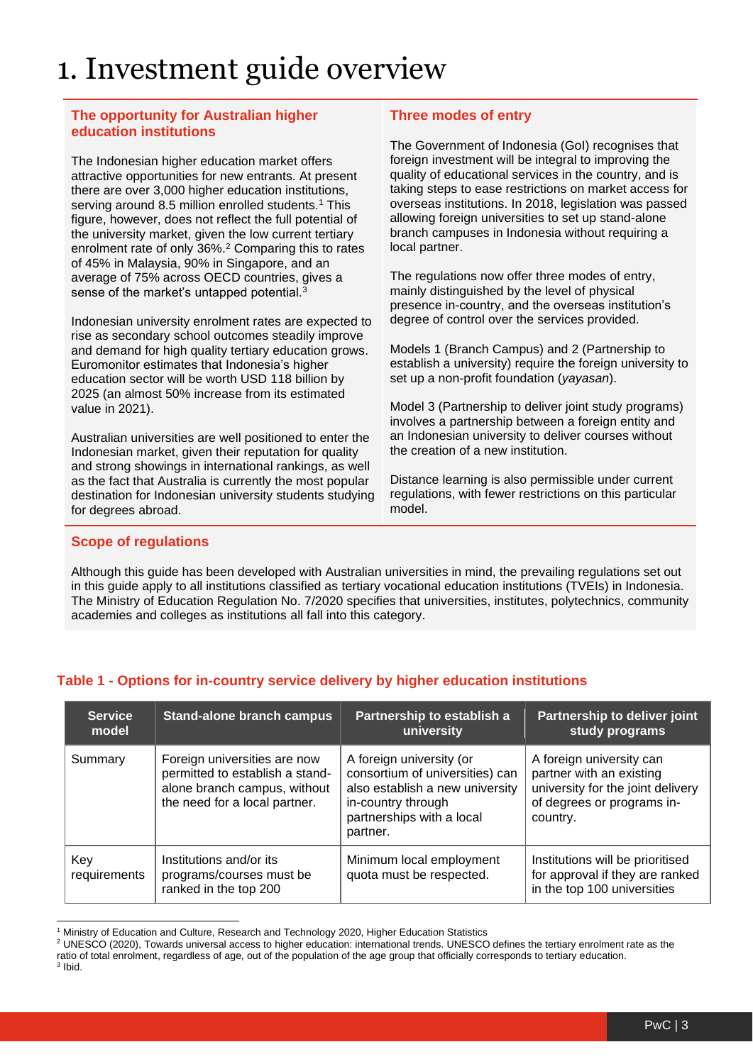# 1. Investment guide overview

## The opportunity for Australian higher education institutions

The Indonesian higher education market offers attractive opportunities for new entrants. At present there are over 3,000 higher education institutions, serving around 8.5 million enrolled students.[1] This figure, however, does not reflect the full potential of the university market, given the low current tertiary enrolment rate of only 36%.[2] Comparing this to rates of 45% in Malaysia, 90% in Singapore, and an average of 75% across OECD countries, gives a sense of the market's untapped potential.[3]

Indonesian university enrolment rates are expected to rise as secondary school outcomes steadily improve and demand for high quality tertiary education grows. Euromonitor estimates that Indonesia's higher education sector will be worth USD 118 billion by 2025 (an almost 50% increase from its estimated value in 2021).

Australian universities are well positioned to enter the Indonesian market, given their reputation for quality and strong showings in international rankings, as well as the fact that Australia is currently the most popular destination for Indonesian university students studying for degrees abroad.

## Three modes of entry

The Government of Indonesia (GoI) recognises that foreign investment will be integral to improving the quality of educational services in the country, and is taking steps to ease restrictions on market access for overseas institutions. In 2018, legislation was passed allowing foreign universities to set up stand-alone branch campuses in Indonesia without requiring a local partner.

The regulations now offer three modes of entry, mainly distinguished by the level of physical presence in-country, and the overseas institution's degree of control over the services provided.

Models 1 (Branch Campus) and 2 (Partnership to establish a university) require the foreign university to set up a non-profit foundation (*yayasan*).

Model 3 (Partnership to deliver joint study programs) involves a partnership between a foreign entity and an Indonesian university to deliver courses without the creation of a new institution.

Distance learning is also permissible under current regulations, with fewer restrictions on this particular model.

## Scope of regulations

Although this guide has been developed with Australian universities in mind, the prevailing regulations set out in this guide apply to all institutions classified as tertiary vocational education institutions (TVEIs) in Indonesia. The Ministry of Education Regulation No. 7/2020 specifies that universities, institutes, polytechnics, community academies and colleges as institutions all fall into this category.

**Table 1 - Options for in-country service delivery by higher education institutions**

| Service model | Stand-alone branch campus | Partnership to establish a university | Partnership to deliver joint study programs |
|---|---|---|---|
| Summary | Foreign universities are now permitted to establish a stand-alone branch campus, without the need for a local partner. | A foreign university (or consortium of universities) can also establish a new university in-country through partnerships with a local partner. | A foreign university can partner with an existing university for the joint delivery of degrees or programs in-country. |
| Key requirements | Institutions and/or its programs/courses must be ranked in the top 200 | Minimum local employment quota must be respected. | Institutions will be prioritised for approval if they are ranked in the top 100 universities |

[1] Ministry of Education and Culture, Research and Technology 2020, Higher Education Statistics
[2] UNESCO (2020), Towards universal access to higher education: international trends. UNESCO defines the tertiary enrolment rate as the ratio of total enrolment, regardless of age, out of the population of the age group that officially corresponds to tertiary education.
[3] Ibid.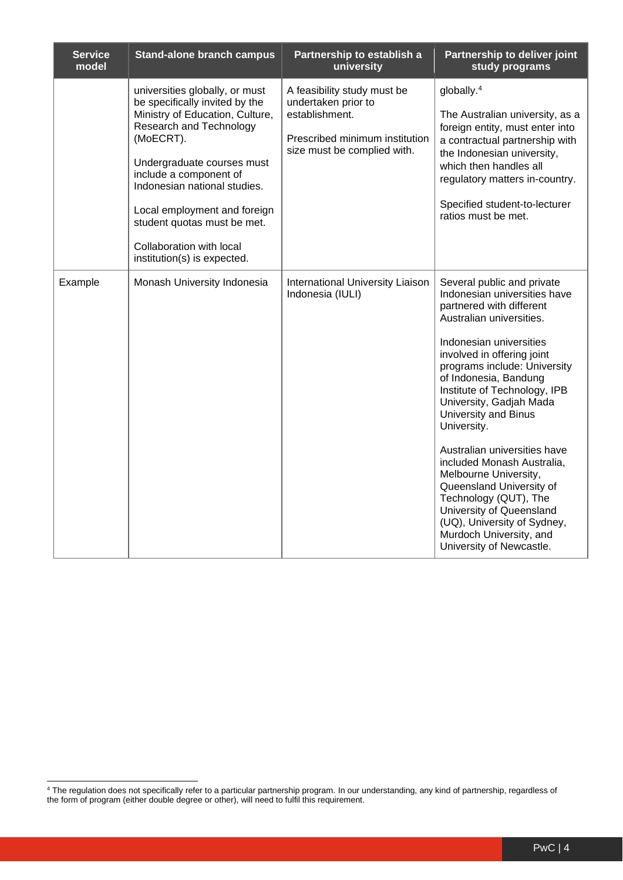| Service model | Stand-alone branch campus | Partnership to establish a university | Partnership to deliver joint study programs |
|---|---|---|---|
| | universities globally, or must be specifically invited by the Ministry of Education, Culture, Research and Technology (MoECRT).<br><br>Undergraduate courses must include a component of Indonesian national studies.<br><br>Local employment and foreign student quotas must be met.<br><br>Collaboration with local institution(s) is expected. | A feasibility study must be undertaken prior to establishment.<br><br>Prescribed minimum institution size must be complied with. | globally.[4]<br><br>The Australian university, as a foreign entity, must enter into a contractual partnership with the Indonesian university, which then handles all regulatory matters in-country.<br><br>Specified student-to-lecturer ratios must be met. |
| Example | Monash University Indonesia | International University Liaison Indonesia (IULI) | Several public and private Indonesian universities have partnered with different Australian universities.<br><br>Indonesian universities involved in offering joint programs include: University of Indonesia, Bandung Institute of Technology, IPB University, Gadjah Mada University and Binus University.<br><br>Australian universities have included Monash Australia, Melbourne University, Queensland University of Technology (QUT), The University of Queensland (UQ), University of Sydney, Murdoch University, and University of Newcastle. |

[4] The regulation does not specifically refer to a particular partnership program. In our understanding, any kind of partnership, regardless of the form of program (either double degree or other), will need to fulfil this requirement.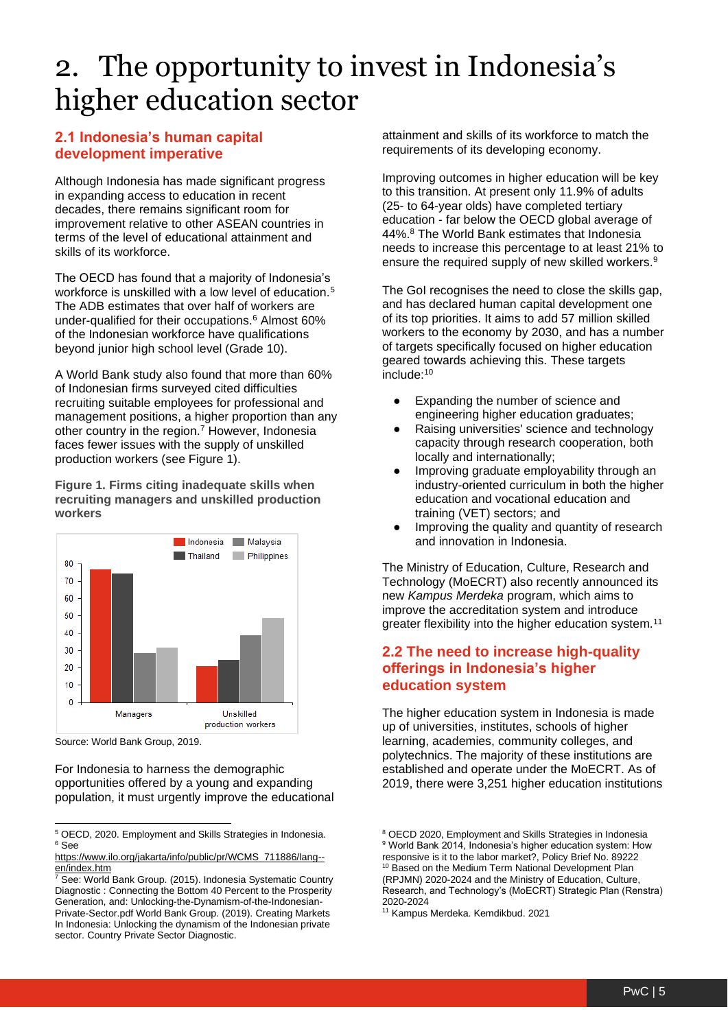# 2. The opportunity to invest in Indonesia's higher education sector

## 2.1 Indonesia's human capital development imperative

Although Indonesia has made significant progress in expanding access to education in recent decades, there remains significant room for improvement relative to other ASEAN countries in terms of the level of educational attainment and skills of its workforce.

The OECD has found that a majority of Indonesia's workforce is unskilled with a low level of education.[5] The ADB estimates that over half of workers are under-qualified for their occupations.[6] Almost 60% of the Indonesian workforce have qualifications beyond junior high school level (Grade 10).

A World Bank study also found that more than 60% of Indonesian firms surveyed cited difficulties recruiting suitable employees for professional and management positions, a higher proportion than any other country in the region.[7] However, Indonesia faces fewer issues with the supply of unskilled production workers (see Figure 1).

**Figure 1. Firms citing inadequate skills when recruiting managers and unskilled production workers**

| | Indonesia | Thailand | Malaysia | Philippines |
|---|---|---|---|---|
| Managers | 76 | 74 | 28 | 31 |
| Unskilled production workers | 21 | 24 | 39 | 49 |

Source: World Bank Group, 2019.

For Indonesia to harness the demographic opportunities offered by a young and expanding population, it must urgently improve the educational attainment and skills of its workforce to match the requirements of its developing economy.

Improving outcomes in higher education will be key to this transition. At present only 11.9% of adults (25- to 64-year olds) have completed tertiary education - far below the OECD global average of 44%.[8] The World Bank estimates that Indonesia needs to increase this percentage to at least 21% to ensure the required supply of new skilled workers.[9]

The GoI recognises the need to close the skills gap, and has declared human capital development one of its top priorities. It aims to add 57 million skilled workers to the economy by 2030, and has a number of targets specifically focused on higher education geared towards achieving this. These targets include:[10]

- Expanding the number of science and engineering higher education graduates;
- Raising universities' science and technology capacity through research cooperation, both locally and internationally;
- Improving graduate employability through an industry-oriented curriculum in both the higher education and vocational education and training (VET) sectors; and
- Improving the quality and quantity of research and innovation in Indonesia.

The Ministry of Education, Culture, Research and Technology (MoECRT) also recently announced its new *Kampus Merdeka* program, which aims to improve the accreditation system and introduce greater flexibility into the higher education system.[11]

## 2.2 The need to increase high-quality offerings in Indonesia's higher education system

The higher education system in Indonesia is made up of universities, institutes, schools of higher learning, academies, community colleges, and polytechnics. The majority of these institutions are established and operate under the MoECRT. As of 2019, there were 3,251 higher education institutions

---

[5] OECD, 2020. Employment and Skills Strategies in Indonesia.
[6] See https://www.ilo.org/jakarta/info/public/pr/WCMS_711886/lang--en/index.htm
[7] See: World Bank Group. (2015). Indonesia Systematic Country Diagnostic : Connecting the Bottom 40 Percent to the Prosperity Generation, and: Unlocking-the-Dynamism-of-the-Indonesian-Private-Sector.pdf World Bank Group. (2019). Creating Markets In Indonesia: Unlocking the dynamism of the Indonesian private sector. Country Private Sector Diagnostic.
[8] OECD 2020, Employment and Skills Strategies in Indonesia
[9] World Bank 2014, Indonesia's higher education system: How responsive is it to the labor market?, Policy Brief No. 89222
[10] Based on the Medium Term National Development Plan (RPJMN) 2020-2024 and the Ministry of Education, Culture, Research, and Technology's (MoECRT) Strategic Plan (Renstra) 2020-2024
[11] Kampus Merdeka. Kemdikbud. 2021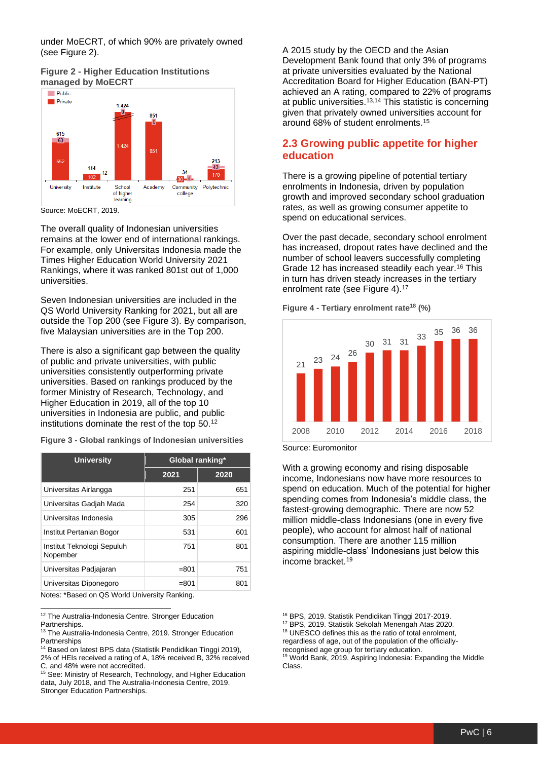under MoECRT, of which 90% are privately owned (see Figure 2).

**Figure 2 - Higher Education Institutions managed by MoECRT**

| | University | Institute | School of higher learning | Academy | Community college | Polytechnic |
|---|---|---|---|---|---|---|
| Public | 63 | 12 | 0 | 0 | 4 | 43 |
| Private | 552 | 102 | 1,424 | 851 | 30 | 170 |
| Total | 615 | 114 | 1,424 | 851 | 34 | 213 |

Source: MoECRT, 2019.

The overall quality of Indonesian universities remains at the lower end of international rankings. For example, only Universitas Indonesia made the Times Higher Education World University 2021 Rankings, where it was ranked 801st out of 1,000 universities.

Seven Indonesian universities are included in the QS World University Ranking for 2021, but all are outside the Top 200 (see Figure 3). By comparison, five Malaysian universities are in the Top 200.

There is also a significant gap between the quality of public and private universities, with public universities consistently outperforming private universities. Based on rankings produced by the former Ministry of Research, Technology, and Higher Education in 2019, all of the top 10 universities in Indonesia are public, and public institutions dominate the rest of the top 50.[12]

**Figure 3 - Global rankings of Indonesian universities**

| University | Global ranking* | |
|---|---|---|
| | 2021 | 2020 |
| Universitas Airlangga | 251 | 651 |
| Universitas Gadjah Mada | 254 | 320 |
| Universitas Indonesia | 305 | 296 |
| Institut Pertanian Bogor | 531 | 601 |
| Institut Teknologi Sepuluh Nopember | 751 | 801 |
| Universitas Padjajaran | =801 | 751 |
| Universitas Diponegoro | =801 | 801 |

Notes: *Based on QS World University Ranking.

A 2015 study by the OECD and the Asian Development Bank found that only 3% of programs at private universities evaluated by the National Accreditation Board for Higher Education (BAN-PT) achieved an A rating, compared to 22% of programs at public universities.[13,14] This statistic is concerning given that privately owned universities account for around 68% of student enrolments.[15]

## 2.3 Growing public appetite for higher education

There is a growing pipeline of potential tertiary enrolments in Indonesia, driven by population growth and improved secondary school graduation rates, as well as growing consumer appetite to spend on educational services.

Over the past decade, secondary school enrolment has increased, dropout rates have declined and the number of school leavers successfully completing Grade 12 has increased steadily each year.[16] This in turn has driven steady increases in the tertiary enrolment rate (see Figure 4).[17]

**Figure 4 - Tertiary enrolment rate[18] (%)**

| Year | 2008 | 2009 | 2010 | 2011 | 2012 | 2013 | 2014 | 2015 | 2016 | 2017 | 2018 |
|---|---|---|---|---|---|---|---|---|---|---|---|
| Rate (%) | 21 | 23 | 24 | 26 | 30 | 31 | 31 | 33 | 35 | 36 | 36 |

Source: Euromonitor

With a growing economy and rising disposable income, Indonesians now have more resources to spend on education. Much of the potential for higher spending comes from Indonesia's middle class, the fastest-growing demographic. There are now 52 million middle-class Indonesians (one in every five people), who account for almost half of national consumption. There are another 115 million aspiring middle-class' Indonesians just below this income bracket.[19]

---

[12] The Australia-Indonesia Centre. Stronger Education Partnerships.
[13] The Australia-Indonesia Centre, 2019. Stronger Education Partnerships
[14] Based on latest BPS data (Statistik Pendidikan Tinggi 2019), 2% of HEIs received a rating of A, 18% received B, 32% received C, and 48% were not accredited.
[15] See: Ministry of Research, Technology, and Higher Education data, July 2018, and The Australia-Indonesia Centre, 2019. Stronger Education Partnerships.
[16] BPS, 2019. Statistik Pendidikan Tinggi 2017-2019.
[17] BPS, 2019. Statistik Sekolah Menengah Atas 2020.
[18] UNESCO defines this as the ratio of total enrolment, regardless of age, out of the population of the officially-recognised age group for tertiary education.
[19] World Bank, 2019. Aspiring Indonesia: Expanding the Middle Class.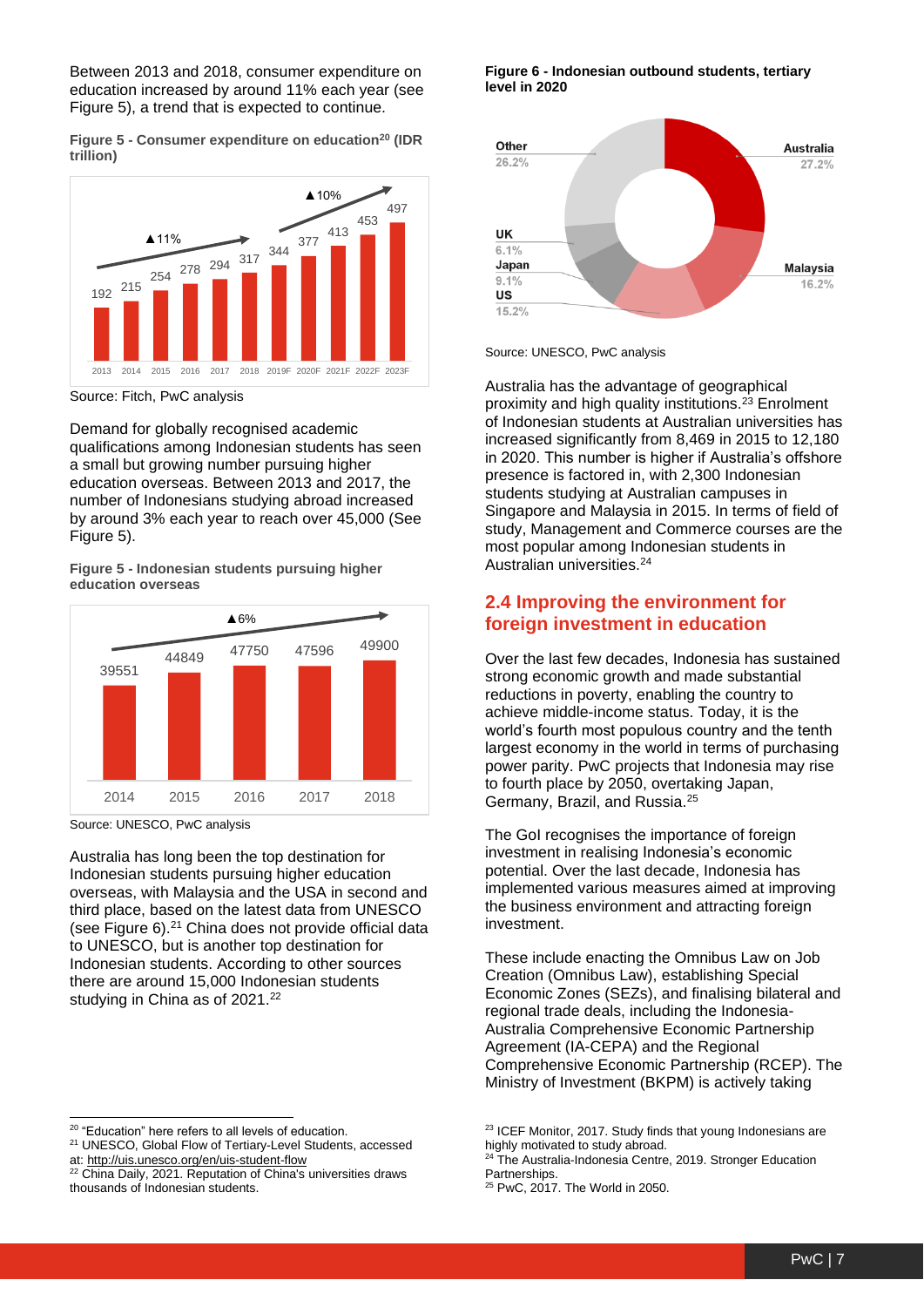Between 2013 and 2018, consumer expenditure on education increased by around 11% each year (see Figure 5), a trend that is expected to continue.

**Figure 5 - Consumer expenditure on education[20] (IDR trillion)**

| Year | IDR trillion |
|---|---|
| 2013 | 192 |
| 2014 | 215 |
| 2015 | 254 |
| 2016 | 278 |
| 2017 | 294 |
| 2018 | 317 |
| 2019F | 344 |
| 2020F | 377 |
| 2021F | 413 |
| 2022F | 453 |
| 2023F | 497 |

▲11% (2013–2018); ▲10% (2019F–2023F)

Source: Fitch, PwC analysis

Demand for globally recognised academic qualifications among Indonesian students has seen a small but growing number pursuing higher education overseas. Between 2013 and 2017, the number of Indonesians studying abroad increased by around 3% each year to reach over 45,000 (See Figure 5).

**Figure 5 - Indonesian students pursuing higher education overseas**

| Year | Students |
|---|---|
| 2014 | 39551 |
| 2015 | 44849 |
| 2016 | 47750 |
| 2017 | 47596 |
| 2018 | 49900 |

▲6%

Source: UNESCO, PwC analysis

Australia has long been the top destination for Indonesian students pursuing higher education overseas, with Malaysia and the USA in second and third place, based on the latest data from UNESCO (see Figure 6).[21] China does not provide official data to UNESCO, but is another top destination for Indonesian students. According to other sources there are around 15,000 Indonesian students studying in China as of 2021.[22]

**Figure 6 - Indonesian outbound students, tertiary level in 2020**

| Destination | Share |
|---|---|
| Australia | 27.2% |
| Malaysia | 16.2% |
| US | 15.2% |
| Japan | 9.1% |
| UK | 6.1% |
| Other | 26.2% |

Source: UNESCO, PwC analysis

Australia has the advantage of geographical proximity and high quality institutions.[23] Enrolment of Indonesian students at Australian universities has increased significantly from 8,469 in 2015 to 12,180 in 2020. This number is higher if Australia's offshore presence is factored in, with 2,300 Indonesian students studying at Australian campuses in Singapore and Malaysia in 2015. In terms of field of study, Management and Commerce courses are the most popular among Indonesian students in Australian universities.[24]

## 2.4 Improving the environment for foreign investment in education

Over the last few decades, Indonesia has sustained strong economic growth and made substantial reductions in poverty, enabling the country to achieve middle-income status. Today, it is the world's fourth most populous country and the tenth largest economy in the world in terms of purchasing power parity. PwC projects that Indonesia may rise to fourth place by 2050, overtaking Japan, Germany, Brazil, and Russia.[25]

The GoI recognises the importance of foreign investment in realising Indonesia's economic potential. Over the last decade, Indonesia has implemented various measures aimed at improving the business environment and attracting foreign investment.

These include enacting the Omnibus Law on Job Creation (Omnibus Law), establishing Special Economic Zones (SEZs), and finalising bilateral and regional trade deals, including the Indonesia-Australia Comprehensive Economic Partnership Agreement (IA-CEPA) and the Regional Comprehensive Economic Partnership (RCEP). The Ministry of Investment (BKPM) is actively taking

---

[20] "Education" here refers to all levels of education.
[21] UNESCO, Global Flow of Tertiary-Level Students, accessed at: http://uis.unesco.org/en/uis-student-flow
[22] China Daily, 2021. Reputation of China's universities draws thousands of Indonesian students.
[23] ICEF Monitor, 2017. Study finds that young Indonesians are highly motivated to study abroad.
[24] The Australia-Indonesia Centre, 2019. Stronger Education Partnerships.
[25] PwC, 2017. The World in 2050.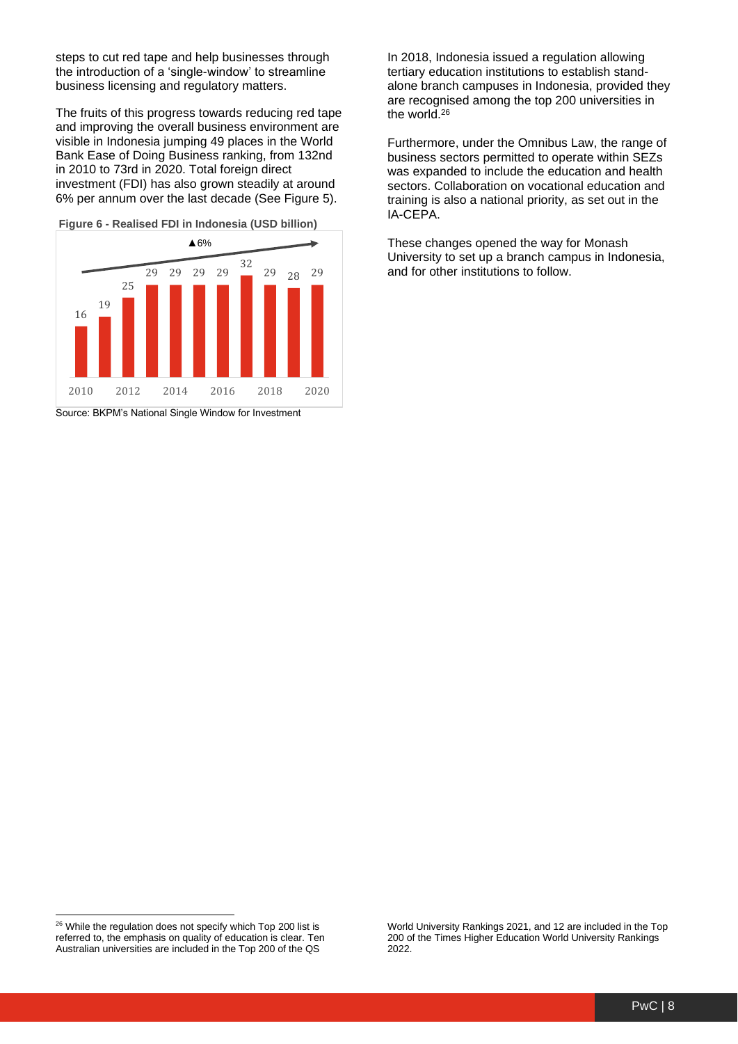steps to cut red tape and help businesses through the introduction of a 'single-window' to streamline business licensing and regulatory matters.

The fruits of this progress towards reducing red tape and improving the overall business environment are visible in Indonesia jumping 49 places in the World Bank Ease of Doing Business ranking, from 132nd in 2010 to 73rd in 2020. Total foreign direct investment (FDI) has also grown steadily at around 6% per annum over the last decade (See Figure 5).

**Figure 6 - Realised FDI in Indonesia (USD billion)**

| Year | 2010 | 2011 | 2012 | 2013 | 2014 | 2015 | 2016 | 2017 | 2018 | 2019 | 2020 |
|---|---|---|---|---|---|---|---|---|---|---|---|
| Realised FDI (USD billion) | 16 | 19 | 25 | 29 | 29 | 29 | 29 | 32 | 29 | 28 | 29 |

▲6%

Source: BKPM's National Single Window for Investment

In 2018, Indonesia issued a regulation allowing tertiary education institutions to establish stand-alone branch campuses in Indonesia, provided they are recognised among the top 200 universities in the world.[26]

Furthermore, under the Omnibus Law, the range of business sectors permitted to operate within SEZs was expanded to include the education and health sectors. Collaboration on vocational education and training is also a national priority, as set out in the IA-CEPA.

These changes opened the way for Monash University to set up a branch campus in Indonesia, and for other institutions to follow.

---

[26] While the regulation does not specify which Top 200 list is referred to, the emphasis on quality of education is clear. Ten Australian universities are included in the Top 200 of the QS World University Rankings 2021, and 12 are included in the Top 200 of the Times Higher Education World University Rankings 2022.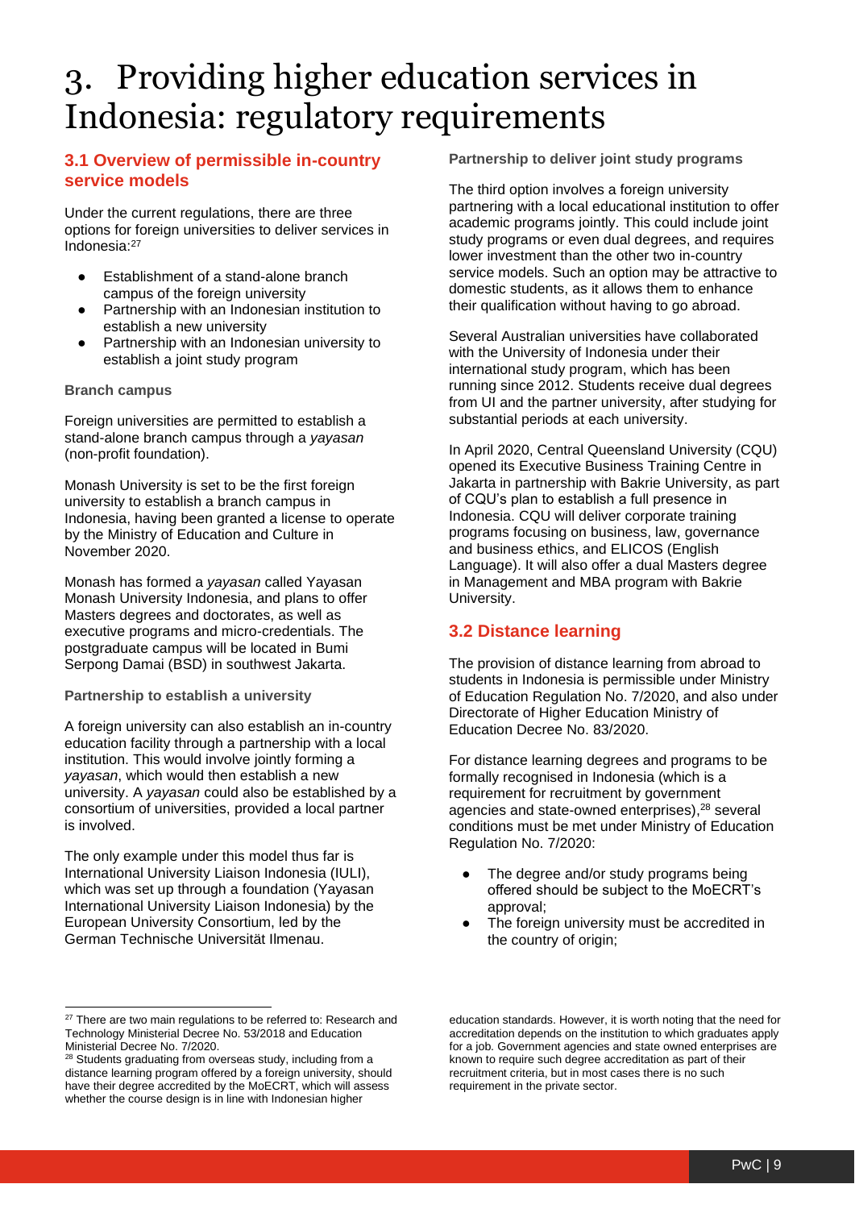// 
# 3. Providing higher education services in Indonesia: regulatory requirements

## 3.1 Overview of permissible in-country service models

Under the current regulations, there are three options for foreign universities to deliver services in Indonesia:[27]

- Establishment of a stand-alone branch campus of the foreign university
- Partnership with an Indonesian institution to establish a new university
- Partnership with an Indonesian university to establish a joint study program

### Branch campus

Foreign universities are permitted to establish a stand-alone branch campus through a *yayasan* (non-profit foundation).

Monash University is set to be the first foreign university to establish a branch campus in Indonesia, having been granted a license to operate by the Ministry of Education and Culture in November 2020.

Monash has formed a *yayasan* called Yayasan Monash University Indonesia, and plans to offer Masters degrees and doctorates, as well as executive programs and micro-credentials. The postgraduate campus will be located in Bumi Serpong Damai (BSD) in southwest Jakarta.

### Partnership to establish a university

A foreign university can also establish an in-country education facility through a partnership with a local institution. This would involve jointly forming a *yayasan*, which would then establish a new university. A *yayasan* could also be established by a consortium of universities, provided a local partner is involved.

The only example under this model thus far is International University Liaison Indonesia (IULI), which was set up through a foundation (Yayasan International University Liaison Indonesia) by the European University Consortium, led by the German Technische Universität Ilmenau.

### Partnership to deliver joint study programs

The third option involves a foreign university partnering with a local educational institution to offer academic programs jointly. This could include joint study programs or even dual degrees, and requires lower investment than the other two in-country service models. Such an option may be attractive to domestic students, as it allows them to enhance their qualification without having to go abroad.

Several Australian universities have collaborated with the University of Indonesia under their international study program, which has been running since 2012. Students receive dual degrees from UI and the partner university, after studying for substantial periods at each university.

In April 2020, Central Queensland University (CQU) opened its Executive Business Training Centre in Jakarta in partnership with Bakrie University, as part of CQU's plan to establish a full presence in Indonesia. CQU will deliver corporate training programs focusing on business, law, governance and business ethics, and ELICOS (English Language). It will also offer a dual Masters degree in Management and MBA program with Bakrie University.

## 3.2 Distance learning

The provision of distance learning from abroad to students in Indonesia is permissible under Ministry of Education Regulation No. 7/2020, and also under Directorate of Higher Education Ministry of Education Decree No. 83/2020.

For distance learning degrees and programs to be formally recognised in Indonesia (which is a requirement for recruitment by government agencies and state-owned enterprises),[28] several conditions must be met under Ministry of Education Regulation No. 7/2020:

- The degree and/or study programs being offered should be subject to the MoECRT's approval;
- The foreign university must be accredited in the country of origin;

---

[27] There are two main regulations to be referred to: Research and Technology Ministerial Decree No. 53/2018 and Education Ministerial Decree No. 7/2020.

[28] Students graduating from overseas study, including from a distance learning program offered by a foreign university, should have their degree accredited by the MoECRT, which will assess whether the course design is in line with Indonesian higher education standards. However, it is worth noting that the need for accreditation depends on the institution to which graduates apply for a job. Government agencies and state owned enterprises are known to require such degree accreditation as part of their recruitment criteria, but in most cases there is no such requirement in the private sector.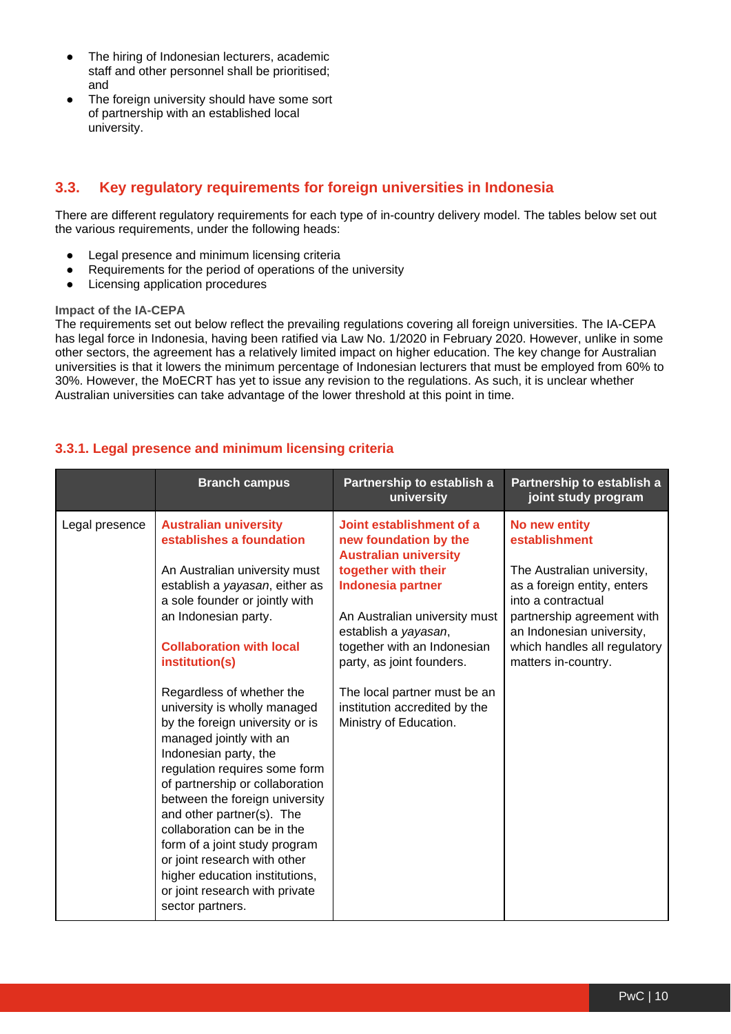- The hiring of Indonesian lecturers, academic staff and other personnel shall be prioritised; and
- The foreign university should have some sort of partnership with an established local university.

## 3.3. Key regulatory requirements for foreign universities in Indonesia

There are different regulatory requirements for each type of in-country delivery model. The tables below set out the various requirements, under the following heads:

- Legal presence and minimum licensing criteria
- Requirements for the period of operations of the university
- Licensing application procedures

**Impact of the IA-CEPA**

The requirements set out below reflect the prevailing regulations covering all foreign universities. The IA-CEPA has legal force in Indonesia, having been ratified via Law No. 1/2020 in February 2020. However, unlike in some other sectors, the agreement has a relatively limited impact on higher education. The key change for Australian universities is that it lowers the minimum percentage of Indonesian lecturers that must be employed from 60% to 30%. However, the MoECRT has yet to issue any revision to the regulations. As such, it is unclear whether Australian universities can take advantage of the lower threshold at this point in time.

### 3.3.1. Legal presence and minimum licensing criteria

| | Branch campus | Partnership to establish a university | Partnership to establish a joint study program |
|---|---|---|---|
| Legal presence | **Australian university establishes a foundation**<br><br>An Australian university must establish a *yayasan*, either as a sole founder or jointly with an Indonesian party.<br><br>**Collaboration with local institution(s)**<br><br>Regardless of whether the university is wholly managed by the foreign university or is managed jointly with an Indonesian party, the regulation requires some form of partnership or collaboration between the foreign university and other partner(s). The collaboration can be in the form of a joint study program or joint research with other higher education institutions, or joint research with private sector partners. | **Joint establishment of a new foundation by the Australian university together with their Indonesia partner**<br><br>An Australian university must establish a *yayasan*, together with an Indonesian party, as joint founders.<br><br>The local partner must be an institution accredited by the Ministry of Education. | **No new entity establishment**<br><br>The Australian university, as a foreign entity, enters into a contractual partnership agreement with an Indonesian university, which handles all regulatory matters in-country. |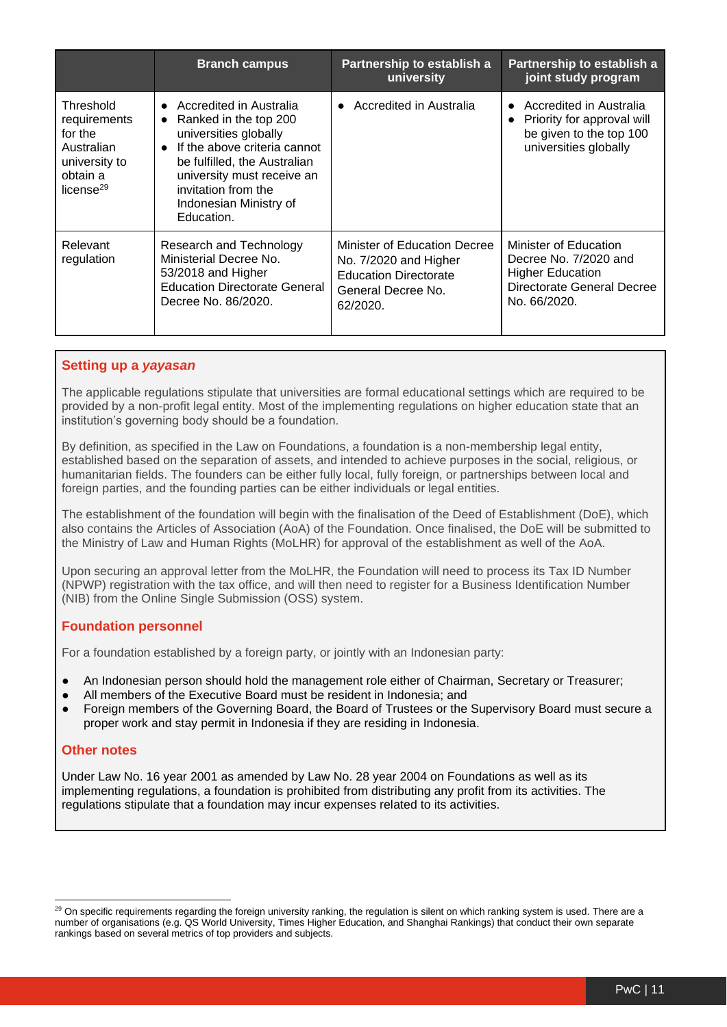| | Branch campus | Partnership to establish a university | Partnership to establish a joint study program |
|---|---|---|---|
| Threshold requirements for the Australian university to obtain a license[29] | • Accredited in Australia<br>• Ranked in the top 200 universities globally<br>• If the above criteria cannot be fulfilled, the Australian university must receive an invitation from the Indonesian Ministry of Education. | • Accredited in Australia | • Accredited in Australia<br>• Priority for approval will be given to the top 100 universities globally |
| Relevant regulation | Research and Technology Ministerial Decree No. 53/2018 and Higher Education Directorate General Decree No. 86/2020. | Minister of Education Decree No. 7/2020 and Higher Education Directorate General Decree No. 62/2020. | Minister of Education Decree No. 7/2020 and Higher Education Directorate General Decree No. 66/2020. |

## Setting up a *yayasan*

The applicable regulations stipulate that universities are formal educational settings which are required to be provided by a non-profit legal entity. Most of the implementing regulations on higher education state that an institution's governing body should be a foundation.

By definition, as specified in the Law on Foundations, a foundation is a non-membership legal entity, established based on the separation of assets, and intended to achieve purposes in the social, religious, or humanitarian fields. The founders can be either fully local, fully foreign, or partnerships between local and foreign parties, and the founding parties can be either individuals or legal entities.

The establishment of the foundation will begin with the finalisation of the Deed of Establishment (DoE), which also contains the Articles of Association (AoA) of the Foundation. Once finalised, the DoE will be submitted to the Ministry of Law and Human Rights (MoLHR) for approval of the establishment as well of the AoA.

Upon securing an approval letter from the MoLHR, the Foundation will need to process its Tax ID Number (NPWP) registration with the tax office, and will then need to register for a Business Identification Number (NIB) from the Online Single Submission (OSS) system.

## Foundation personnel

For a foundation established by a foreign party, or jointly with an Indonesian party:

- An Indonesian person should hold the management role either of Chairman, Secretary or Treasurer;
- All members of the Executive Board must be resident in Indonesia; and
- Foreign members of the Governing Board, the Board of Trustees or the Supervisory Board must secure a proper work and stay permit in Indonesia if they are residing in Indonesia.

## Other notes

Under Law No. 16 year 2001 as amended by Law No. 28 year 2004 on Foundations as well as its implementing regulations, a foundation is prohibited from distributing any profit from its activities. The regulations stipulate that a foundation may incur expenses related to its activities.

[29] On specific requirements regarding the foreign university ranking, the regulation is silent on which ranking system is used. There are a number of organisations (e.g. QS World University, Times Higher Education, and Shanghai Rankings) that conduct their own separate rankings based on several metrics of top providers and subjects.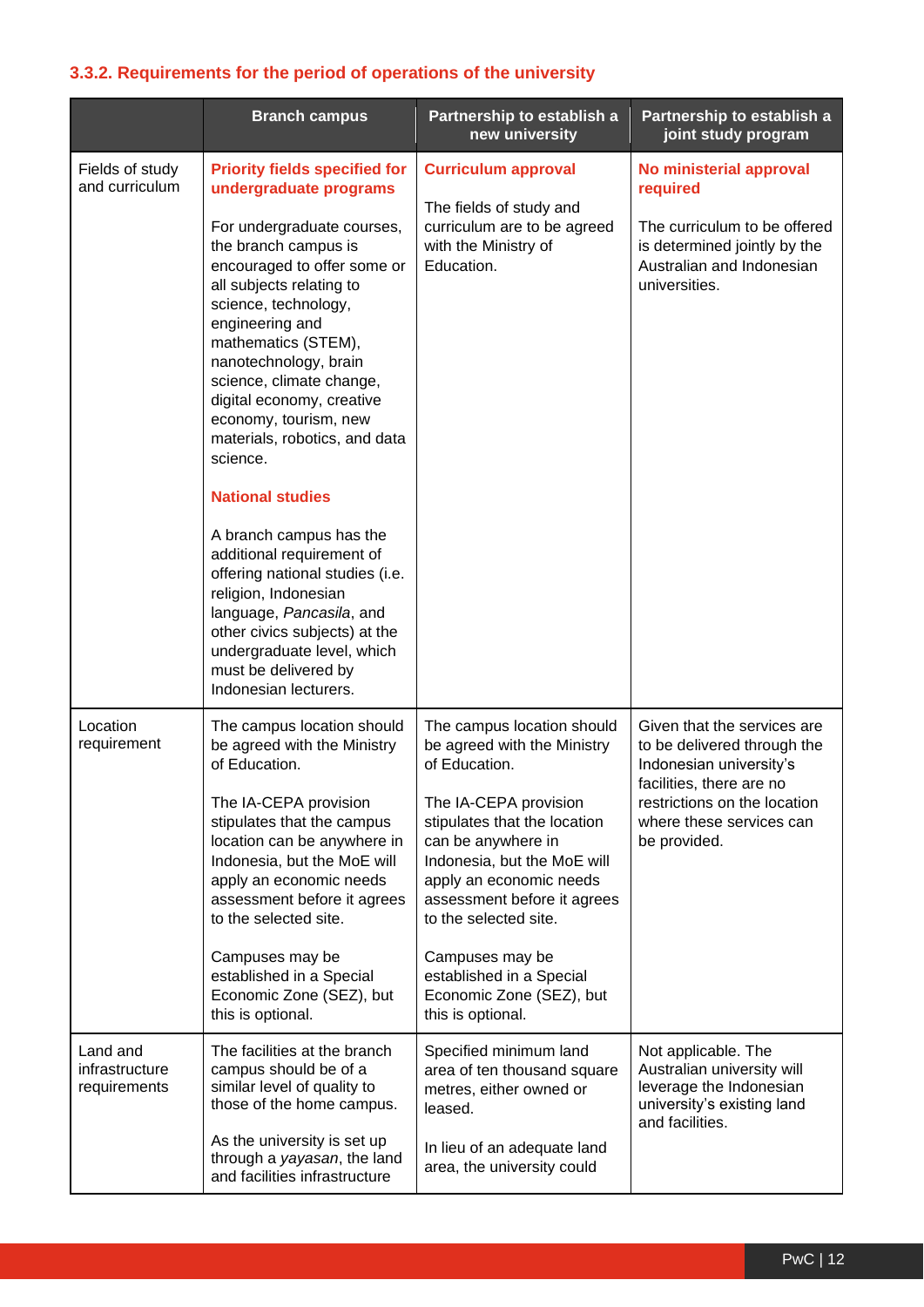### 3.3.2. Requirements for the period of operations of the university

| | Branch campus | Partnership to establish a new university | Partnership to establish a joint study program |
|---|---|---|---|
| Fields of study and curriculum | **Priority fields specified for undergraduate programs**<br><br>For undergraduate courses, the branch campus is encouraged to offer some or all subjects relating to science, technology, engineering and mathematics (STEM), nanotechnology, brain science, climate change, digital economy, creative economy, tourism, new materials, robotics, and data science.<br><br>**National studies**<br><br>A branch campus has the additional requirement of offering national studies (i.e. religion, Indonesian language, *Pancasila*, and other civics subjects) at the undergraduate level, which must be delivered by Indonesian lecturers. | **Curriculum approval**<br><br>The fields of study and curriculum are to be agreed with the Ministry of Education. | **No ministerial approval required**<br><br>The curriculum to be offered is determined jointly by the Australian and Indonesian universities. |
| Location requirement | The campus location should be agreed with the Ministry of Education.<br><br>The IA-CEPA provision stipulates that the campus location can be anywhere in Indonesia, but the MoE will apply an economic needs assessment before it agrees to the selected site.<br><br>Campuses may be established in a Special Economic Zone (SEZ), but this is optional. | The campus location should be agreed with the Ministry of Education.<br><br>The IA-CEPA provision stipulates that the location can be anywhere in Indonesia, but the MoE will apply an economic needs assessment before it agrees to the selected site.<br><br>Campuses may be established in a Special Economic Zone (SEZ), but this is optional. | Given that the services are to be delivered through the Indonesian university's facilities, there are no restrictions on the location where these services can be provided. |
| Land and infrastructure requirements | The facilities at the branch campus should be of a similar level of quality to those of the home campus.<br><br>As the university is set up through a *yayasan*, the land and facilities infrastructure | Specified minimum land area of ten thousand square metres, either owned or leased.<br><br>In lieu of an adequate land area, the university could | Not applicable. The Australian university will leverage the Indonesian university's existing land and facilities. |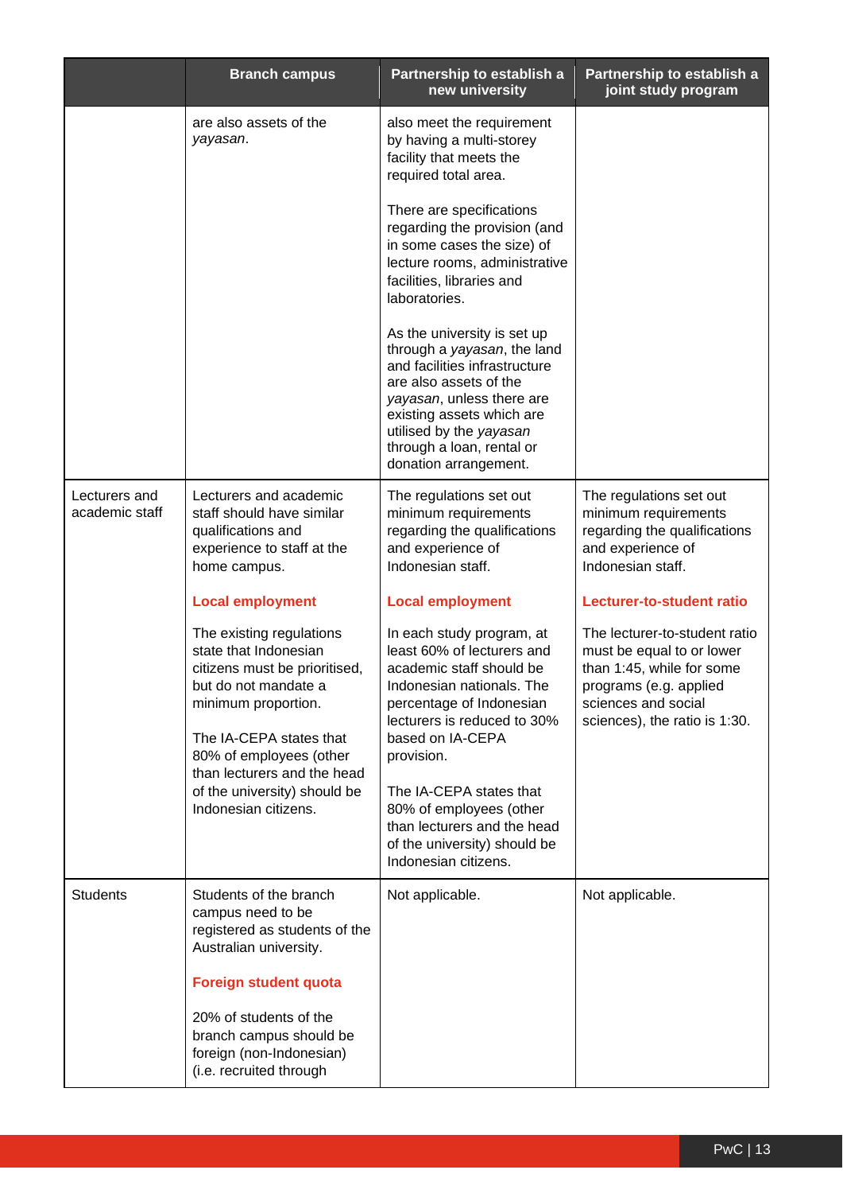| | Branch campus | Partnership to establish a new university | Partnership to establish a joint study program |
|---|---|---|---|
| | are also assets of the *yayasan*. | also meet the requirement by having a multi-storey facility that meets the required total area.<br><br>There are specifications regarding the provision (and in some cases the size) of lecture rooms, administrative facilities, libraries and laboratories.<br><br>As the university is set up through a *yayasan*, the land and facilities infrastructure are also assets of the *yayasan*, unless there are existing assets which are utilised by the *yayasan* through a loan, rental or donation arrangement. | |
| Lecturers and academic staff | Lecturers and academic staff should have similar qualifications and experience to staff at the home campus.<br><br>**Local employment**<br><br>The existing regulations state that Indonesian citizens must be prioritised, but do not mandate a minimum proportion.<br><br>The IA-CEPA states that 80% of employees (other than lecturers and the head of the university) should be Indonesian citizens. | The regulations set out minimum requirements regarding the qualifications and experience of Indonesian staff.<br><br>**Local employment**<br><br>In each study program, at least 60% of lecturers and academic staff should be Indonesian nationals. The percentage of Indonesian lecturers is reduced to 30% based on IA-CEPA provision.<br><br>The IA-CEPA states that 80% of employees (other than lecturers and the head of the university) should be Indonesian citizens. | The regulations set out minimum requirements regarding the qualifications and experience of Indonesian staff.<br><br>**Lecturer-to-student ratio**<br><br>The lecturer-to-student ratio must be equal to or lower than 1:45, while for some programs (e.g. applied sciences and social sciences), the ratio is 1:30. |
| Students | Students of the branch campus need to be registered as students of the Australian university.<br><br>**Foreign student quota**<br><br>20% of students of the branch campus should be foreign (non-Indonesian) (i.e. recruited through | Not applicable. | Not applicable. |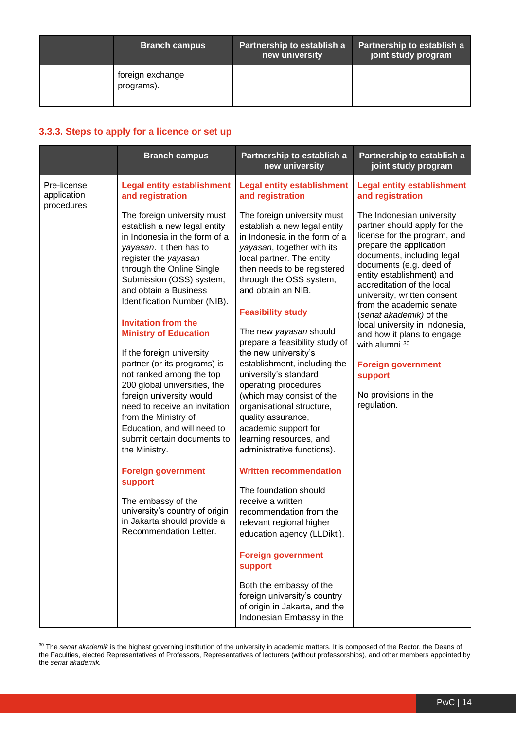| | Branch campus | Partnership to establish a new university | Partnership to establish a joint study program |
|---|---|---|---|
| | foreign exchange programs). | | |

### 3.3.3. Steps to apply for a licence or set up

| | Branch campus | Partnership to establish a new university | Partnership to establish a joint study program |
|---|---|---|---|
| Pre-license application procedures | **Legal entity establishment and registration**<br><br>The foreign university must establish a new legal entity in Indonesia in the form of a *yayasan*. It then has to register the *yayasan* through the Online Single Submission (OSS) system, and obtain a Business Identification Number (NIB).<br><br>**Invitation from the Ministry of Education**<br><br>If the foreign university partner (or its programs) is not ranked among the top 200 global universities, the foreign university would need to receive an invitation from the Ministry of Education, and will need to submit certain documents to the Ministry.<br><br>**Foreign government support**<br><br>The embassy of the university's country of origin in Jakarta should provide a Recommendation Letter. | **Legal entity establishment and registration**<br><br>The foreign university must establish a new legal entity in Indonesia in the form of a *yayasan*, together with its local partner. The entity then needs to be registered through the OSS system, and obtain an NIB.<br><br>**Feasibility study**<br><br>The new *yayasan* should prepare a feasibility study of the new university's establishment, including the university's standard operating procedures (which may consist of the organisational structure, quality assurance, academic support for learning resources, and administrative functions).<br><br>**Written recommendation**<br><br>The foundation should receive a written recommendation from the relevant regional higher education agency (LLDikti).<br><br>**Foreign government support**<br><br>Both the embassy of the foreign university's country of origin in Jakarta, and the Indonesian Embassy in the | **Legal entity establishment and registration**<br><br>The Indonesian university partner should apply for the license for the program, and prepare the application documents, including legal documents (e.g. deed of entity establishment) and accreditation of the local university, written consent from the academic senate (*senat akademik)* of the local university in Indonesia, and how it plans to engage with alumni.[30]<br><br>**Foreign government support**<br><br>No provisions in the regulation. |

[30] The *senat akademik* is the highest governing institution of the university in academic matters. It is composed of the Rector, the Deans of the Faculties, elected Representatives of Professors, Representatives of lecturers (without professorships), and other members appointed by the *senat akademik*.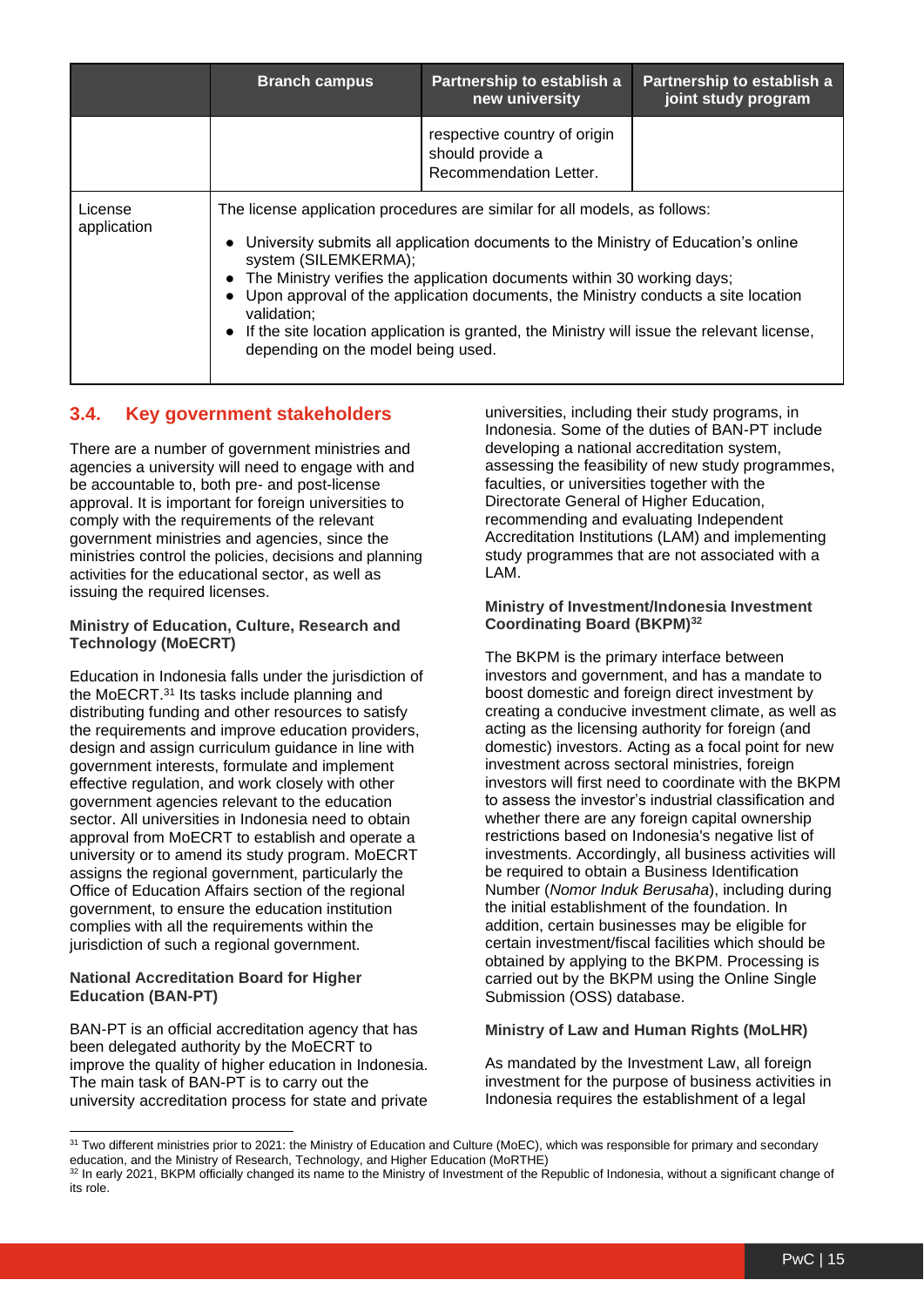| | Branch campus | Partnership to establish a new university | Partnership to establish a joint study program |
|---|---|---|---|
| | | respective country of origin should provide a Recommendation Letter. | |
| License application | The license application procedures are similar for all models, as follows:<br>• University submits all application documents to the Ministry of Education's online system (SILEMKERMA);<br>• The Ministry verifies the application documents within 30 working days;<br>• Upon approval of the application documents, the Ministry conducts a site location validation;<br>• If the site location application is granted, the Ministry will issue the relevant license, depending on the model being used. | | |

## 3.4. Key government stakeholders

There are a number of government ministries and agencies a university will need to engage with and be accountable to, both pre- and post-license approval. It is important for foreign universities to comply with the requirements of the relevant government ministries and agencies, since the ministries control the policies, decisions and planning activities for the educational sector, as well as issuing the required licenses.

**Ministry of Education, Culture, Research and Technology (MoECRT)**

Education in Indonesia falls under the jurisdiction of the MoECRT.[31] Its tasks include planning and distributing funding and other resources to satisfy the requirements and improve education providers, design and assign curriculum guidance in line with government interests, formulate and implement effective regulation, and work closely with other government agencies relevant to the education sector. All universities in Indonesia need to obtain approval from MoECRT to establish and operate a university or to amend its study program. MoECRT assigns the regional government, particularly the Office of Education Affairs section of the regional government, to ensure the education institution complies with all the requirements within the jurisdiction of such a regional government.

**National Accreditation Board for Higher Education (BAN-PT)**

BAN-PT is an official accreditation agency that has been delegated authority by the MoECRT to improve the quality of higher education in Indonesia. The main task of BAN-PT is to carry out the university accreditation process for state and private universities, including their study programs, in Indonesia. Some of the duties of BAN-PT include developing a national accreditation system, assessing the feasibility of new study programmes, faculties, or universities together with the Directorate General of Higher Education, recommending and evaluating Independent Accreditation Institutions (LAM) and implementing study programmes that are not associated with a LAM.

**Ministry of Investment/Indonesia Investment Coordinating Board (BKPM)[32]**

The BKPM is the primary interface between investors and government, and has a mandate to boost domestic and foreign direct investment by creating a conducive investment climate, as well as acting as the licensing authority for foreign (and domestic) investors. Acting as a focal point for new investment across sectoral ministries, foreign investors will first need to coordinate with the BKPM to assess the investor's industrial classification and whether there are any foreign capital ownership restrictions based on Indonesia's negative list of investments. Accordingly, all business activities will be required to obtain a Business Identification Number (*Nomor Induk Berusaha*), including during the initial establishment of the foundation. In addition, certain businesses may be eligible for certain investment/fiscal facilities which should be obtained by applying to the BKPM. Processing is carried out by the BKPM using the Online Single Submission (OSS) database.

**Ministry of Law and Human Rights (MoLHR)**

As mandated by the Investment Law, all foreign investment for the purpose of business activities in Indonesia requires the establishment of a legal

---

[31] Two different ministries prior to 2021: the Ministry of Education and Culture (MoEC), which was responsible for primary and secondary education, and the Ministry of Research, Technology, and Higher Education (MoRTHE)

[32] In early 2021, BKPM officially changed its name to the Ministry of Investment of the Republic of Indonesia, without a significant change of its role.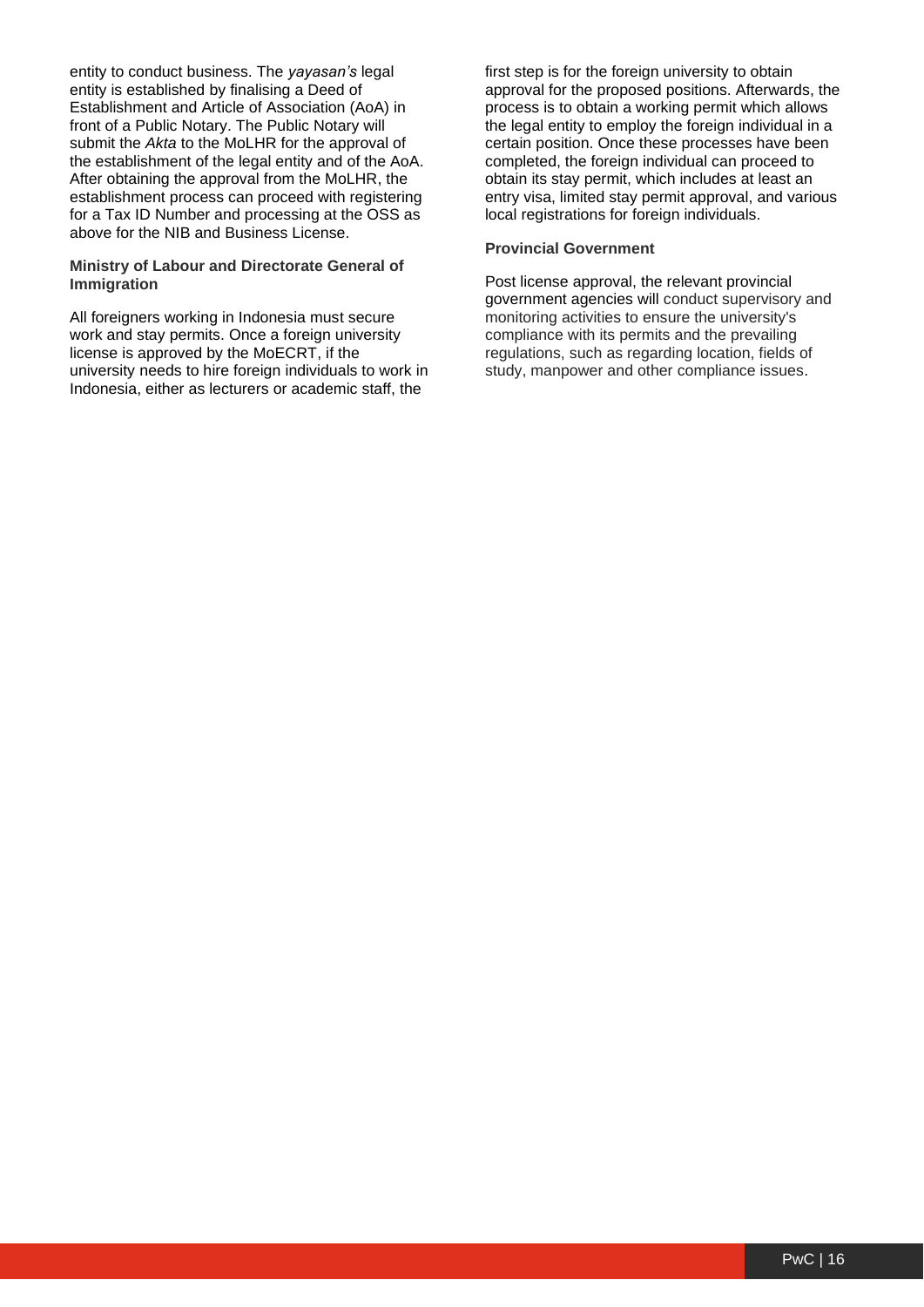entity to conduct business. The *yayasan's* legal entity is established by finalising a Deed of Establishment and Article of Association (AoA) in front of a Public Notary. The Public Notary will submit the *Akta* to the MoLHR for the approval of the establishment of the legal entity and of the AoA. After obtaining the approval from the MoLHR, the establishment process can proceed with registering for a Tax ID Number and processing at the OSS as above for the NIB and Business License.

**Ministry of Labour and Directorate General of Immigration**

All foreigners working in Indonesia must secure work and stay permits. Once a foreign university license is approved by the MoECRT, if the university needs to hire foreign individuals to work in Indonesia, either as lecturers or academic staff, the first step is for the foreign university to obtain approval for the proposed positions. Afterwards, the process is to obtain a working permit which allows the legal entity to employ the foreign individual in a certain position. Once these processes have been completed, the foreign individual can proceed to obtain its stay permit, which includes at least an entry visa, limited stay permit approval, and various local registrations for foreign individuals.

**Provincial Government**

Post license approval, the relevant provincial government agencies will conduct supervisory and monitoring activities to ensure the university's compliance with its permits and the prevailing regulations, such as regarding location, fields of study, manpower and other compliance issues.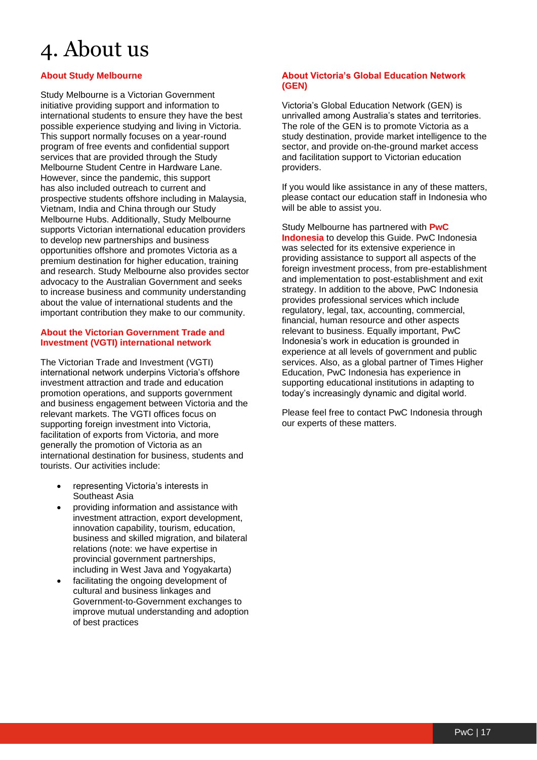# 4. About us

## About Study Melbourne

Study Melbourne is a Victorian Government initiative providing support and information to international students to ensure they have the best possible experience studying and living in Victoria. This support normally focuses on a year-round program of free events and confidential support services that are provided through the Study Melbourne Student Centre in Hardware Lane. However, since the pandemic, this support has also included outreach to current and prospective students offshore including in Malaysia, Vietnam, India and China through our Study Melbourne Hubs. Additionally, Study Melbourne supports Victorian international education providers to develop new partnerships and business opportunities offshore and promotes Victoria as a premium destination for higher education, training and research. Study Melbourne also provides sector advocacy to the Australian Government and seeks to increase business and community understanding about the value of international students and the important contribution they make to our community.

## About the Victorian Government Trade and Investment (VGTI) international network

The Victorian Trade and Investment (VGTI) international network underpins Victoria's offshore investment attraction and trade and education promotion operations, and supports government and business engagement between Victoria and the relevant markets. The VGTI offices focus on supporting foreign investment into Victoria, facilitation of exports from Victoria, and more generally the promotion of Victoria as an international destination for business, students and tourists. Our activities include:

- representing Victoria's interests in Southeast Asia
- providing information and assistance with investment attraction, export development, innovation capability, tourism, education, business and skilled migration, and bilateral relations (note: we have expertise in provincial government partnerships, including in West Java and Yogyakarta)
- facilitating the ongoing development of cultural and business linkages and Government-to-Government exchanges to improve mutual understanding and adoption of best practices

## About Victoria's Global Education Network (GEN)

Victoria's Global Education Network (GEN) is unrivalled among Australia's states and territories. The role of the GEN is to promote Victoria as a study destination, provide market intelligence to the sector, and provide on-the-ground market access and facilitation support to Victorian education providers.

If you would like assistance in any of these matters, please contact our education staff in Indonesia who will be able to assist you.

Study Melbourne has partnered with **PwC Indonesia** to develop this Guide. PwC Indonesia was selected for its extensive experience in providing assistance to support all aspects of the foreign investment process, from pre-establishment and implementation to post-establishment and exit strategy. In addition to the above, PwC Indonesia provides professional services which include regulatory, legal, tax, accounting, commercial, financial, human resource and other aspects relevant to business. Equally important, PwC Indonesia's work in education is grounded in experience at all levels of government and public services. Also, as a global partner of Times Higher Education, PwC Indonesia has experience in supporting educational institutions in adapting to today's increasingly dynamic and digital world.

Please feel free to contact PwC Indonesia through our experts of these matters.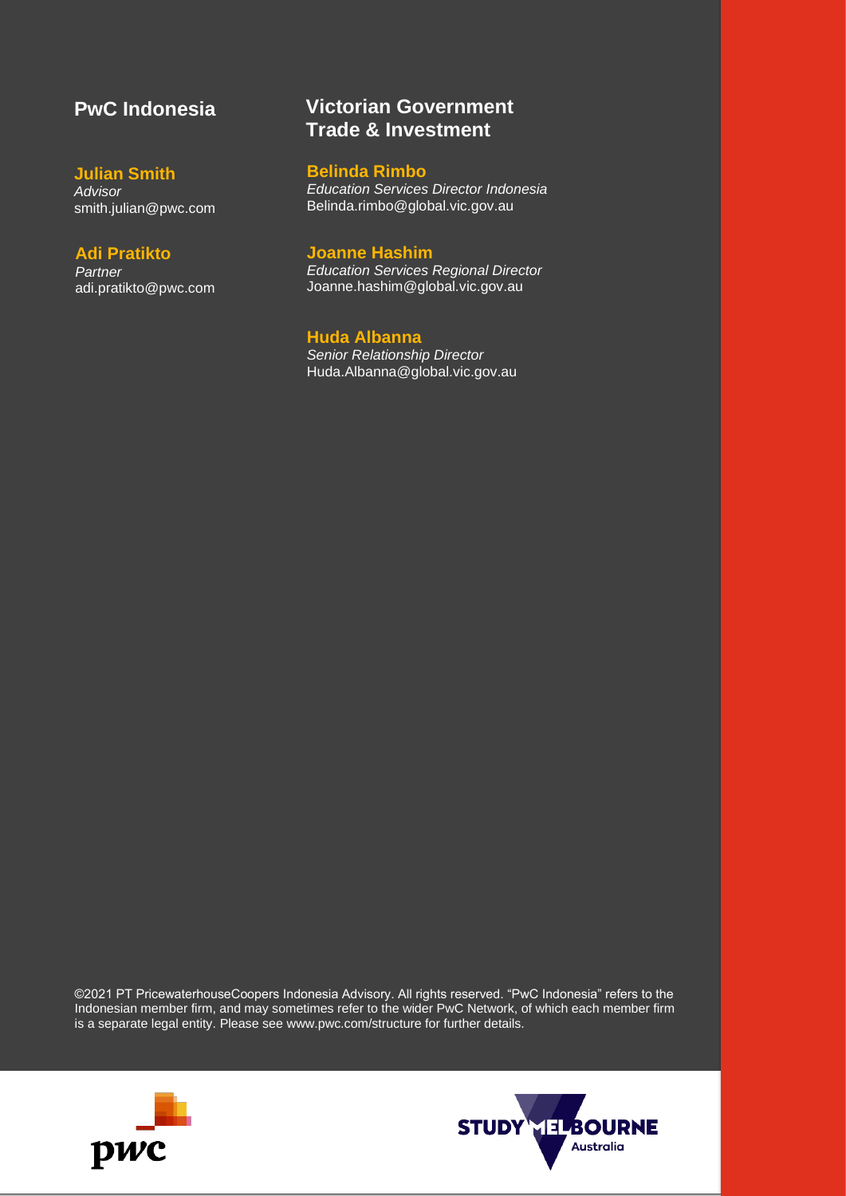## PwC Indonesia

**Julian Smith**
*Advisor*
smith.julian@pwc.com

**Adi Pratikto**
*Partner*
adi.pratikto@pwc.com

## Victorian Government Trade & Investment

**Belinda Rimbo**
*Education Services Director Indonesia*
Belinda.rimbo@global.vic.gov.au

**Joanne Hashim**
*Education Services Regional Director*
Joanne.hashim@global.vic.gov.au

**Huda Albanna**
*Senior Relationship Director*
Huda.Albanna@global.vic.gov.au

©2021 PT PricewaterhouseCoopers Indonesia Advisory. All rights reserved. "PwC Indonesia" refers to the Indonesian member firm, and may sometimes refer to the wider PwC Network, of which each member firm is a separate legal entity. Please see www.pwc.com/structure for further details.

pwc

STUDY MELBOURNE Australia